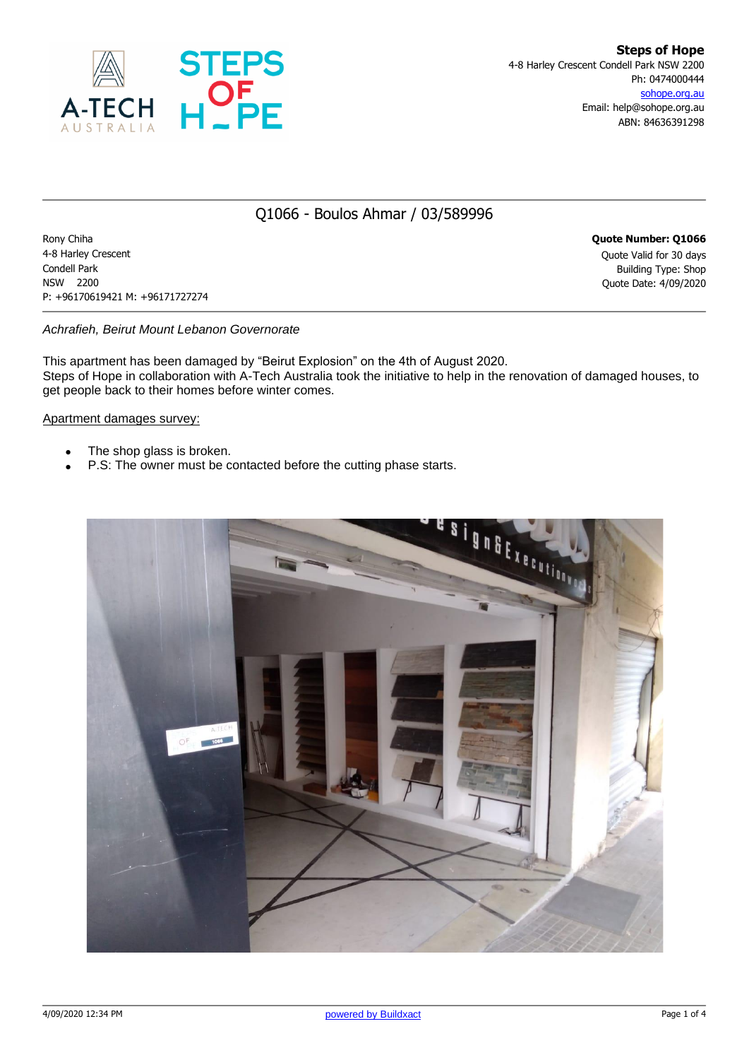**Steps of Hope**
4-8 Harley Crescent Condell Park NSW 2200
Ph: 0474000444
sohope.org.au
Email: help@sohope.org.au
ABN: 84636391298

## Q1066 - Boulos Ahmar / 03/589996

Rony Chiha
4-8 Harley Crescent
Condell Park
NSW 2200
P: +96170619421 M: +96171727274

**Quote Number: Q1066**
Quote Valid for 30 days
Building Type: Shop
Quote Date: 4/09/2020

*Achrafieh, Beirut Mount Lebanon Governorate*

This apartment has been damaged by “Beirut Explosion” on the 4th of August 2020.
Steps of Hope in collaboration with A-Tech Australia took the initiative to help in the renovation of damaged houses, to get people back to their homes before winter comes.

Apartment damages survey:

- The shop glass is broken.
- P.S: The owner must be contacted before the cutting phase starts.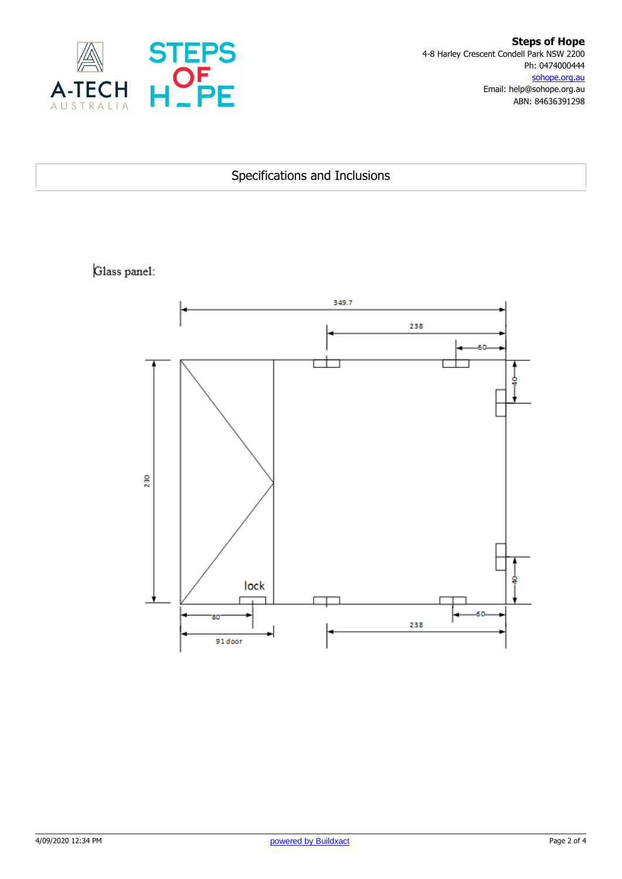**Steps of Hope**
4-8 Harley Crescent Condell Park NSW 2200
Ph: 0474000444
sohope.org.au
Email: help@sohope.org.au
ABN: 84636391298

## Specifications and Inclusions

Glass panel:

349.7

238

60

40

230

lock

40

80

60

91 door

238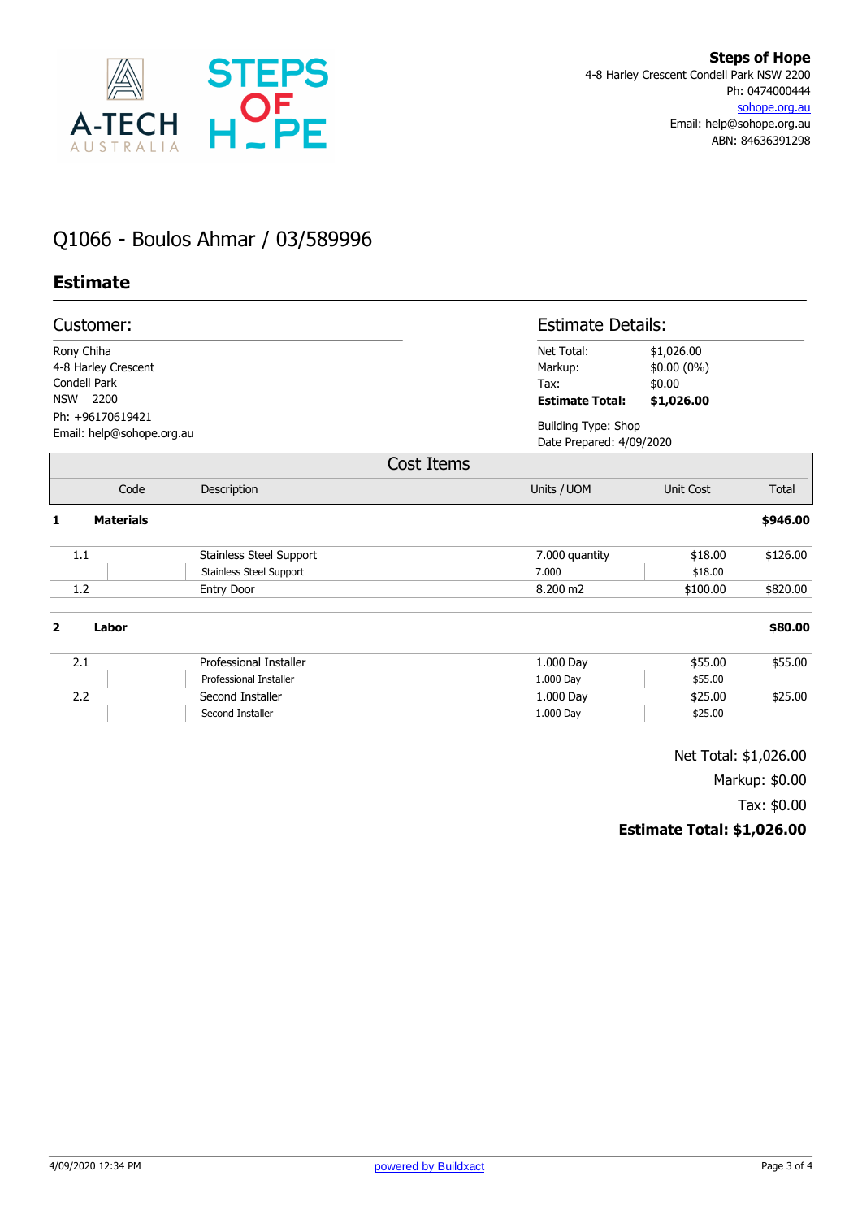**Steps of Hope**
4-8 Harley Crescent Condell Park NSW 2200
Ph: 0474000444
sohope.org.au
Email: help@sohope.org.au
ABN: 84636391298

# Q1066 - Boulos Ahmar / 03/589996

## Estimate

### Customer:

Rony Chiha
4-8 Harley Crescent
Condell Park
NSW 2200
Ph: +96170619421
Email: help@sohope.org.au

### Estimate Details:

| | |
|---|---|
| Net Total: | $1,026.00 |
| Markup: | $0.00 (0%) |
| Tax: | $0.00 |
| **Estimate Total:** | **$1,026.00** |

Building Type: Shop
Date Prepared: 4/09/2020

### Cost Items

| | Code | Description | Units / UOM | Unit Cost | Total |
|---|---|---|---|---|---|
| **1** | **Materials** | | | | **$946.00** |
| 1.1 | | Stainless Steel Support | 7.000 quantity | $18.00 | $126.00 |
| | | Stainless Steel Support | 7.000 | $18.00 | |
| 1.2 | | Entry Door | 8.200 m2 | $100.00 | $820.00 |
| **2** | **Labor** | | | | **$80.00** |
| 2.1 | | Professional Installer | 1.000 Day | $55.00 | $55.00 |
| | | Professional Installer | 1.000 Day | $55.00 | |
| 2.2 | | Second Installer | 1.000 Day | $25.00 | $25.00 |
| | | Second Installer | 1.000 Day | $25.00 | |

Net Total: $1,026.00
Markup: $0.00
Tax: $0.00
**Estimate Total: $1,026.00**

4/09/2020 12:34 PM — powered by Buildxact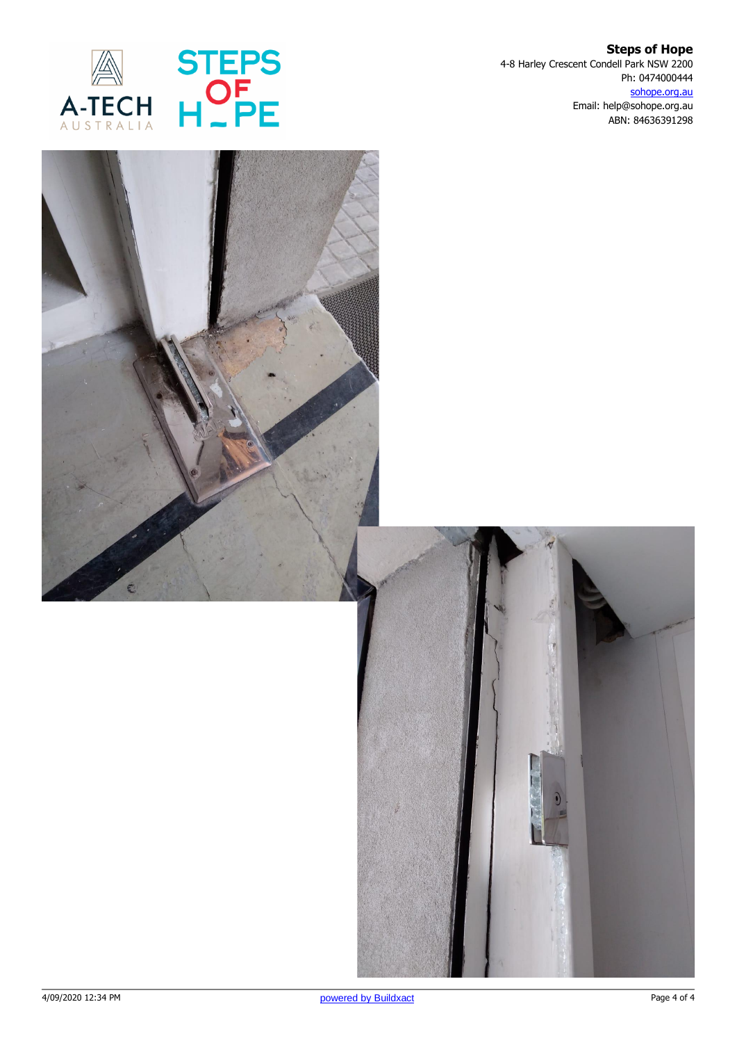**Steps of Hope**
4-8 Harley Crescent Condell Park NSW 2200
Ph: 0474000444
sohope.org.au
Email: help@sohope.org.au
ABN: 84636391298